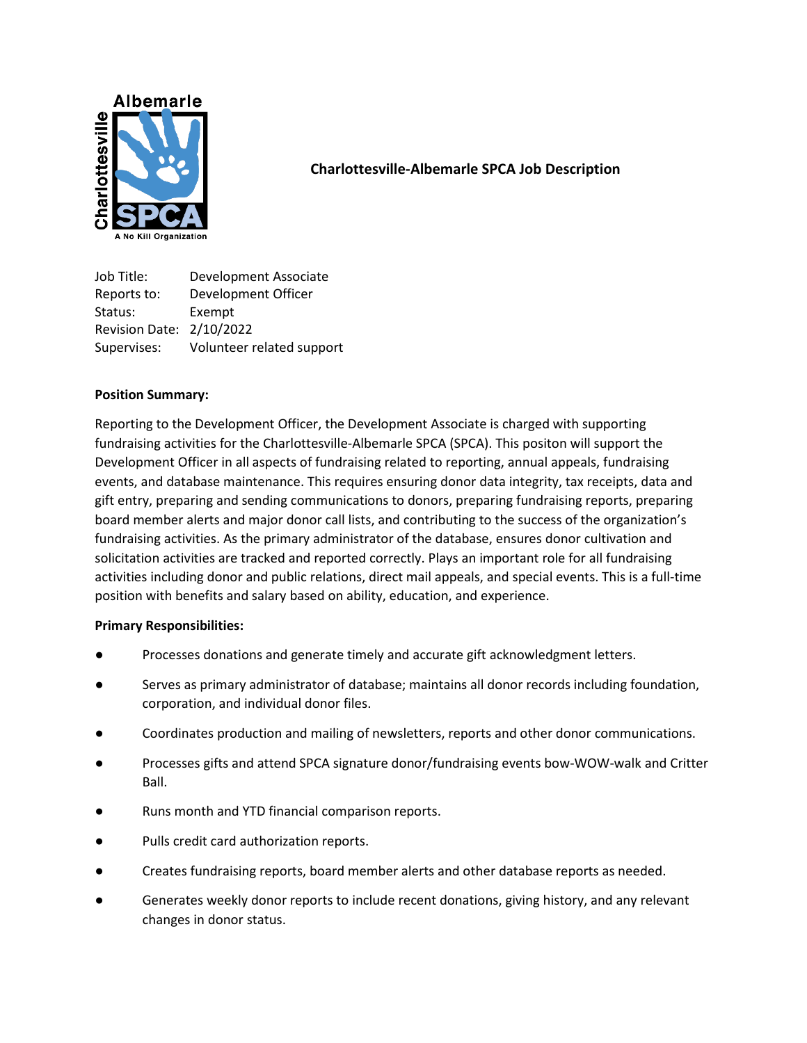# Charlottesville-Albemarle SPCA Job Description

Job Title: Development Associate
Reports to: Development Officer
Status: Exempt
Revision Date: 2/10/2022
Supervises: Volunteer related support

**Position Summary:**

Reporting to the Development Officer, the Development Associate is charged with supporting fundraising activities for the Charlottesville-Albemarle SPCA (SPCA). This positon will support the Development Officer in all aspects of fundraising related to reporting, annual appeals, fundraising events, and database maintenance. This requires ensuring donor data integrity, tax receipts, data and gift entry, preparing and sending communications to donors, preparing fundraising reports, preparing board member alerts and major donor call lists, and contributing to the success of the organization's fundraising activities. As the primary administrator of the database, ensures donor cultivation and solicitation activities are tracked and reported correctly. Plays an important role for all fundraising activities including donor and public relations, direct mail appeals, and special events. This is a full-time position with benefits and salary based on ability, education, and experience.

**Primary Responsibilities:**

- Processes donations and generate timely and accurate gift acknowledgment letters.
- Serves as primary administrator of database; maintains all donor records including foundation, corporation, and individual donor files.
- Coordinates production and mailing of newsletters, reports and other donor communications.
- Processes gifts and attend SPCA signature donor/fundraising events bow-WOW-walk and Critter Ball.
- Runs month and YTD financial comparison reports.
- Pulls credit card authorization reports.
- Creates fundraising reports, board member alerts and other database reports as needed.
- Generates weekly donor reports to include recent donations, giving history, and any relevant changes in donor status.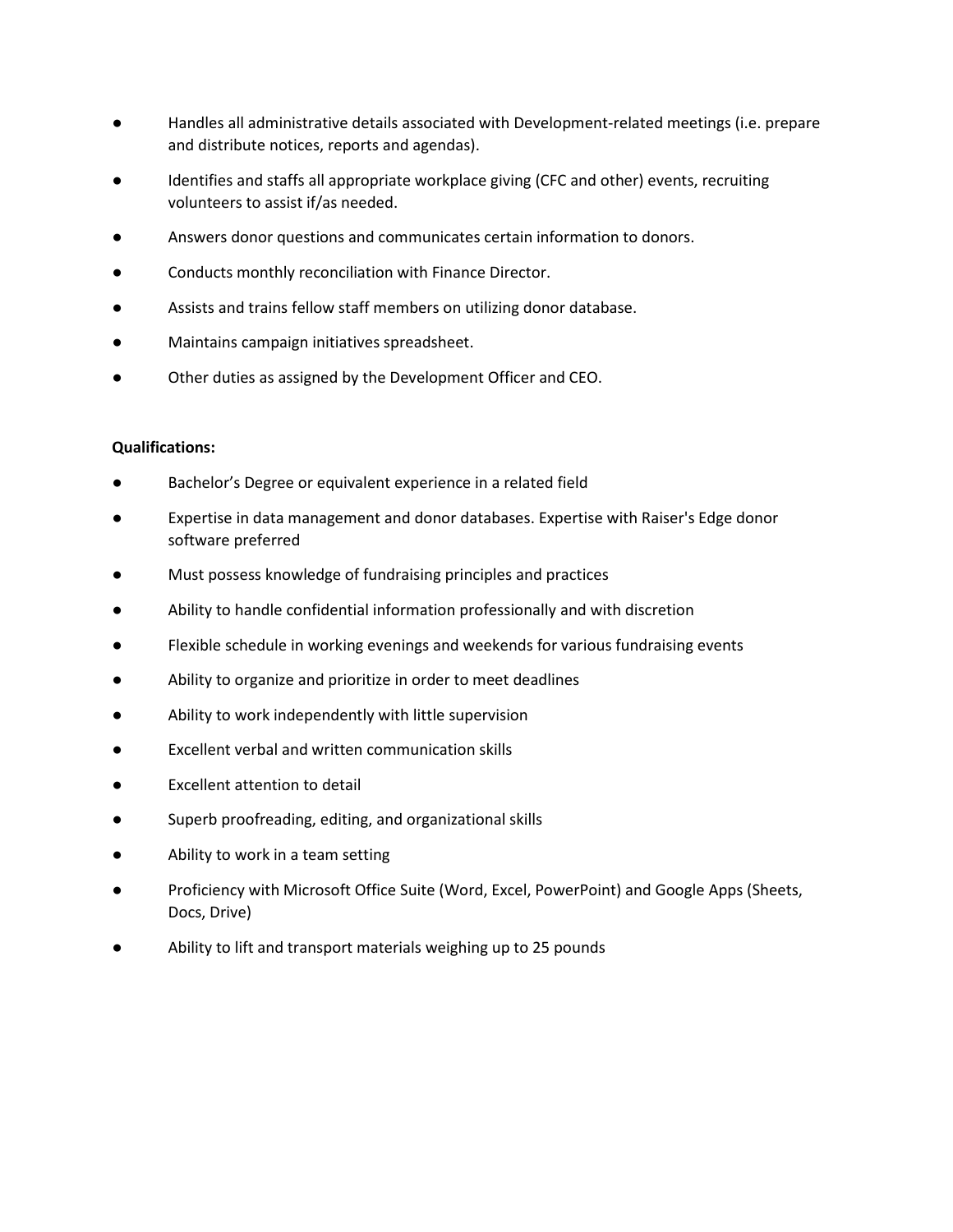- Handles all administrative details associated with Development-related meetings (i.e. prepare and distribute notices, reports and agendas).
- Identifies and staffs all appropriate workplace giving (CFC and other) events, recruiting volunteers to assist if/as needed.
- Answers donor questions and communicates certain information to donors.
- Conducts monthly reconciliation with Finance Director.
- Assists and trains fellow staff members on utilizing donor database.
- Maintains campaign initiatives spreadsheet.
- Other duties as assigned by the Development Officer and CEO.

**Qualifications:**

- Bachelor's Degree or equivalent experience in a related field
- Expertise in data management and donor databases. Expertise with Raiser's Edge donor software preferred
- Must possess knowledge of fundraising principles and practices
- Ability to handle confidential information professionally and with discretion
- Flexible schedule in working evenings and weekends for various fundraising events
- Ability to organize and prioritize in order to meet deadlines
- Ability to work independently with little supervision
- Excellent verbal and written communication skills
- Excellent attention to detail
- Superb proofreading, editing, and organizational skills
- Ability to work in a team setting
- Proficiency with Microsoft Office Suite (Word, Excel, PowerPoint) and Google Apps (Sheets, Docs, Drive)
- Ability to lift and transport materials weighing up to 25 pounds